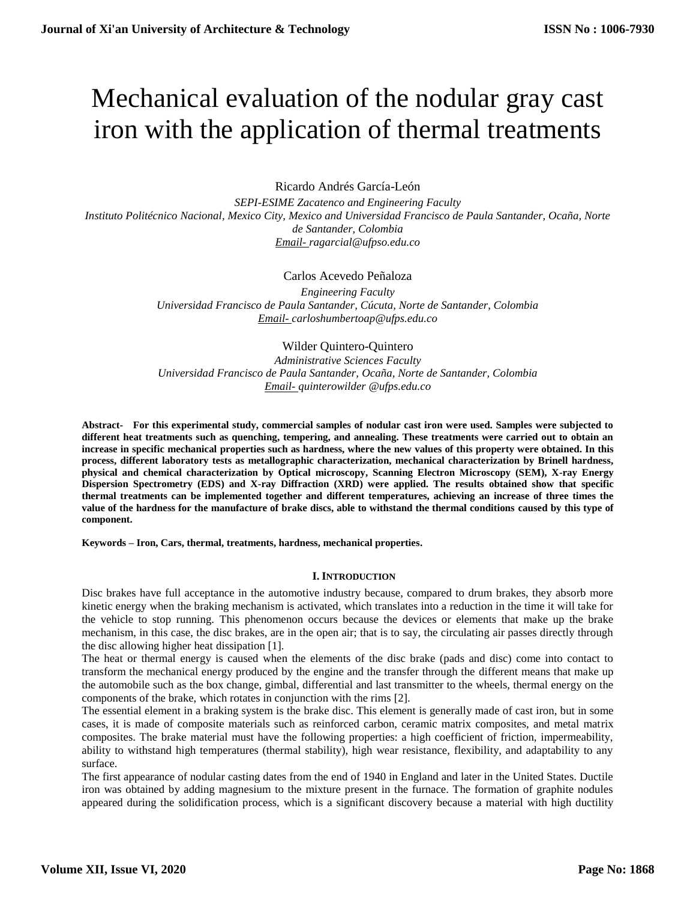# Mechanical evaluation of the nodular gray cast iron with the application of thermal treatments

Ricardo Andrés García-León

*SEPI-ESIME Zacatenco and Engineering Faculty*
*Instituto Politécnico Nacional, Mexico City, Mexico and Universidad Francisco de Paula Santander, Ocaña, Norte de Santander, Colombia*
*Email- ragarcial@ufpso.edu.co*

Carlos Acevedo Peñaloza

*Engineering Faculty*
*Universidad Francisco de Paula Santander, Cúcuta, Norte de Santander, Colombia*
*Email- carloshumbertoap@ufps.edu.co*

Wilder Quintero-Quintero

*Administrative Sciences Faculty*
*Universidad Francisco de Paula Santander, Ocaña, Norte de Santander, Colombia*
*Email- quinterowilder @ufps.edu.co*

**Abstract- For this experimental study, commercial samples of nodular cast iron were used. Samples were subjected to different heat treatments such as quenching, tempering, and annealing. These treatments were carried out to obtain an increase in specific mechanical properties such as hardness, where the new values of this property were obtained. In this process, different laboratory tests as metallographic characterization, mechanical characterization by Brinell hardness, physical and chemical characterization by Optical microscopy, Scanning Electron Microscopy (SEM), X-ray Energy Dispersion Spectrometry (EDS) and X-ray Diffraction (XRD) were applied. The results obtained show that specific thermal treatments can be implemented together and different temperatures, achieving an increase of three times the value of the hardness for the manufacture of brake discs, able to withstand the thermal conditions caused by this type of component.**

**Keywords – Iron, Cars, thermal, treatments, hardness, mechanical properties.**

## I. INTRODUCTION

Disc brakes have full acceptance in the automotive industry because, compared to drum brakes, they absorb more kinetic energy when the braking mechanism is activated, which translates into a reduction in the time it will take for the vehicle to stop running. This phenomenon occurs because the devices or elements that make up the brake mechanism, in this case, the disc brakes, are in the open air; that is to say, the circulating air passes directly through the disc allowing higher heat dissipation [1].

The heat or thermal energy is caused when the elements of the disc brake (pads and disc) come into contact to transform the mechanical energy produced by the engine and the transfer through the different means that make up the automobile such as the box change, gimbal, differential and last transmitter to the wheels, thermal energy on the components of the brake, which rotates in conjunction with the rims [2].

The essential element in a braking system is the brake disc. This element is generally made of cast iron, but in some cases, it is made of composite materials such as reinforced carbon, ceramic matrix composites, and metal matrix composites. The brake material must have the following properties: a high coefficient of friction, impermeability, ability to withstand high temperatures (thermal stability), high wear resistance, flexibility, and adaptability to any surface.

The first appearance of nodular casting dates from the end of 1940 in England and later in the United States. Ductile iron was obtained by adding magnesium to the mixture present in the furnace. The formation of graphite nodules appeared during the solidification process, which is a significant discovery because a material with high ductility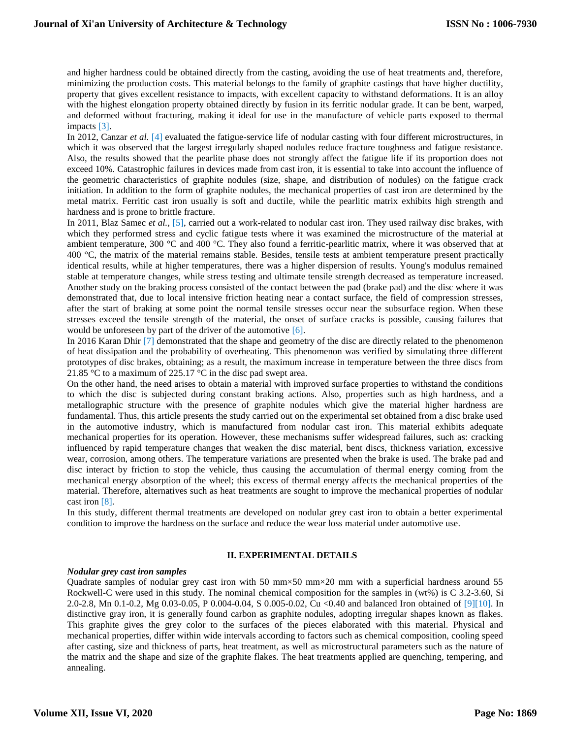and higher hardness could be obtained directly from the casting, avoiding the use of heat treatments and, therefore, minimizing the production costs. This material belongs to the family of graphite castings that have higher ductility, property that gives excellent resistance to impacts, with excellent capacity to withstand deformations. It is an alloy with the highest elongation property obtained directly by fusion in its ferritic nodular grade. It can be bent, warped, and deformed without fracturing, making it ideal for use in the manufacture of vehicle parts exposed to thermal impacts [3].

In 2012, Canzar *et al.* [4] evaluated the fatigue-service life of nodular casting with four different microstructures, in which it was observed that the largest irregularly shaped nodules reduce fracture toughness and fatigue resistance. Also, the results showed that the pearlite phase does not strongly affect the fatigue life if its proportion does not exceed 10%. Catastrophic failures in devices made from cast iron, it is essential to take into account the influence of the geometric characteristics of graphite nodules (size, shape, and distribution of nodules) on the fatigue crack initiation. In addition to the form of graphite nodules, the mechanical properties of cast iron are determined by the metal matrix. Ferritic cast iron usually is soft and ductile, while the pearlitic matrix exhibits high strength and hardness and is prone to brittle fracture.

In 2011, Blaz Samec *et al.,* [5], carried out a work-related to nodular cast iron. They used railway disc brakes, with which they performed stress and cyclic fatigue tests where it was examined the microstructure of the material at ambient temperature, 300 °C and 400 °C. They also found a ferritic-pearlitic matrix, where it was observed that at 400 °C, the matrix of the material remains stable. Besides, tensile tests at ambient temperature present practically identical results, while at higher temperatures, there was a higher dispersion of results. Young's modulus remained stable at temperature changes, while stress testing and ultimate tensile strength decreased as temperature increased. Another study on the braking process consisted of the contact between the pad (brake pad) and the disc where it was demonstrated that, due to local intensive friction heating near a contact surface, the field of compression stresses, after the start of braking at some point the normal tensile stresses occur near the subsurface region. When these stresses exceed the tensile strength of the material, the onset of surface cracks is possible, causing failures that would be unforeseen by part of the driver of the automotive [6].

In 2016 Karan Dhir [7] demonstrated that the shape and geometry of the disc are directly related to the phenomenon of heat dissipation and the probability of overheating. This phenomenon was verified by simulating three different prototypes of disc brakes, obtaining; as a result, the maximum increase in temperature between the three discs from 21.85 °C to a maximum of 225.17 °C in the disc pad swept area.

On the other hand, the need arises to obtain a material with improved surface properties to withstand the conditions to which the disc is subjected during constant braking actions. Also, properties such as high hardness, and a metallographic structure with the presence of graphite nodules which give the material higher hardness are fundamental. Thus, this article presents the study carried out on the experimental set obtained from a disc brake used in the automotive industry, which is manufactured from nodular cast iron. This material exhibits adequate mechanical properties for its operation. However, these mechanisms suffer widespread failures, such as: cracking influenced by rapid temperature changes that weaken the disc material, bent discs, thickness variation, excessive wear, corrosion, among others. The temperature variations are presented when the brake is used. The brake pad and disc interact by friction to stop the vehicle, thus causing the accumulation of thermal energy coming from the mechanical energy absorption of the wheel; this excess of thermal energy affects the mechanical properties of the material. Therefore, alternatives such as heat treatments are sought to improve the mechanical properties of nodular cast iron [8].

In this study, different thermal treatments are developed on nodular grey cast iron to obtain a better experimental condition to improve the hardness on the surface and reduce the wear loss material under automotive use.

## II. EXPERIMENTAL DETAILS

### *Nodular grey cast iron samples*

Quadrate samples of nodular grey cast iron with 50 mm×50 mm×20 mm with a superficial hardness around 55 Rockwell-C were used in this study. The nominal chemical composition for the samples in (wt%) is C 3.2-3.60, Si 2.0-2.8, Mn 0.1-0.2, Mg 0.03-0.05, P 0.004-0.04, S 0.005-0.02, Cu <0.40 and balanced Iron obtained of [9][10]. In distinctive gray iron, it is generally found carbon as graphite nodules, adopting irregular shapes known as flakes. This graphite gives the grey color to the surfaces of the pieces elaborated with this material. Physical and mechanical properties, differ within wide intervals according to factors such as chemical composition, cooling speed after casting, size and thickness of parts, heat treatment, as well as microstructural parameters such as the nature of the matrix and the shape and size of the graphite flakes. The heat treatments applied are quenching, tempering, and annealing.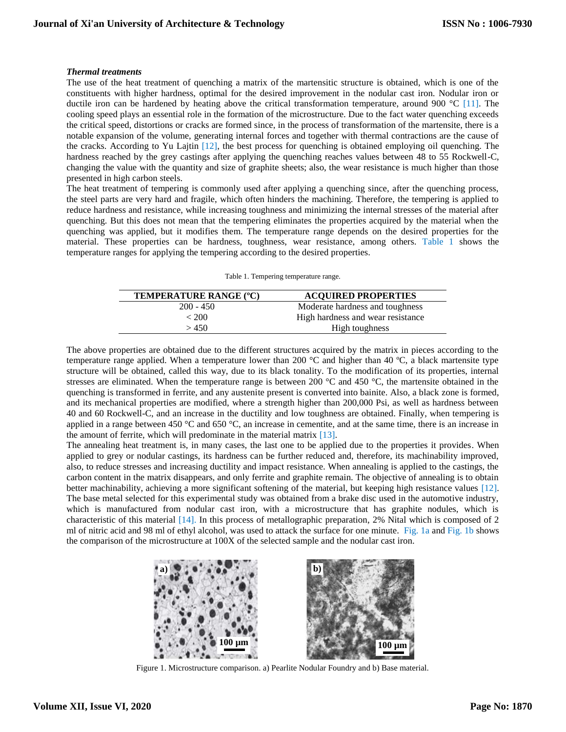### *Thermal treatments*

The use of the heat treatment of quenching a matrix of the martensitic structure is obtained, which is one of the constituents with higher hardness, optimal for the desired improvement in the nodular cast iron. Nodular iron or ductile iron can be hardened by heating above the critical transformation temperature, around 900 °C [11]. The cooling speed plays an essential role in the formation of the microstructure. Due to the fact water quenching exceeds the critical speed, distortions or cracks are formed since, in the process of transformation of the martensite, there is a notable expansion of the volume, generating internal forces and together with thermal contractions are the cause of the cracks. According to Yu Lajtin [12], the best process for quenching is obtained employing oil quenching. The hardness reached by the grey castings after applying the quenching reaches values between 48 to 55 Rockwell-C, changing the value with the quantity and size of graphite sheets; also, the wear resistance is much higher than those presented in high carbon steels.

The heat treatment of tempering is commonly used after applying a quenching since, after the quenching process, the steel parts are very hard and fragile, which often hinders the machining. Therefore, the tempering is applied to reduce hardness and resistance, while increasing toughness and minimizing the internal stresses of the material after quenching. But this does not mean that the tempering eliminates the properties acquired by the material when the quenching was applied, but it modifies them. The temperature range depends on the desired properties for the material. These properties can be hardness, toughness, wear resistance, among others. Table 1 shows the temperature ranges for applying the tempering according to the desired properties.

Table 1. Tempering temperature range.

| TEMPERATURE RANGE (ºC) | ACQUIRED PROPERTIES |
| --- | --- |
| 200 - 450 | Moderate hardness and toughness |
| < 200 | High hardness and wear resistance |
| > 450 | High toughness |

The above properties are obtained due to the different structures acquired by the matrix in pieces according to the temperature range applied. When a temperature lower than 200 °C and higher than 40 ºC, a black martensite type structure will be obtained, called this way, due to its black tonality. To the modification of its properties, internal stresses are eliminated. When the temperature range is between 200 °C and 450 °C, the martensite obtained in the quenching is transformed in ferrite, and any austenite present is converted into bainite. Also, a black zone is formed, and its mechanical properties are modified, where a strength higher than 200,000 Psi, as well as hardness between 40 and 60 Rockwell-C, and an increase in the ductility and low toughness are obtained. Finally, when tempering is applied in a range between 450 °C and 650 °C, an increase in cementite, and at the same time, there is an increase in the amount of ferrite, which will predominate in the material matrix [13].

The annealing heat treatment is, in many cases, the last one to be applied due to the properties it provides. When applied to grey or nodular castings, its hardness can be further reduced and, therefore, its machinability improved, also, to reduce stresses and increasing ductility and impact resistance. When annealing is applied to the castings, the carbon content in the matrix disappears, and only ferrite and graphite remain. The objective of annealing is to obtain better machinability, achieving a more significant softening of the material, but keeping high resistance values [12].

The base metal selected for this experimental study was obtained from a brake disc used in the automotive industry, which is manufactured from nodular cast iron, with a microstructure that has graphite nodules, which is characteristic of this material [14]. In this process of metallographic preparation, 2% Nital which is composed of 2 ml of nitric acid and 98 ml of ethyl alcohol, was used to attack the surface for one minute. Fig. 1a and Fig. 1b shows the comparison of the microstructure at 100X of the selected sample and the nodular cast iron.

Figure 1. Microstructure comparison. a) Pearlite Nodular Foundry and b) Base material.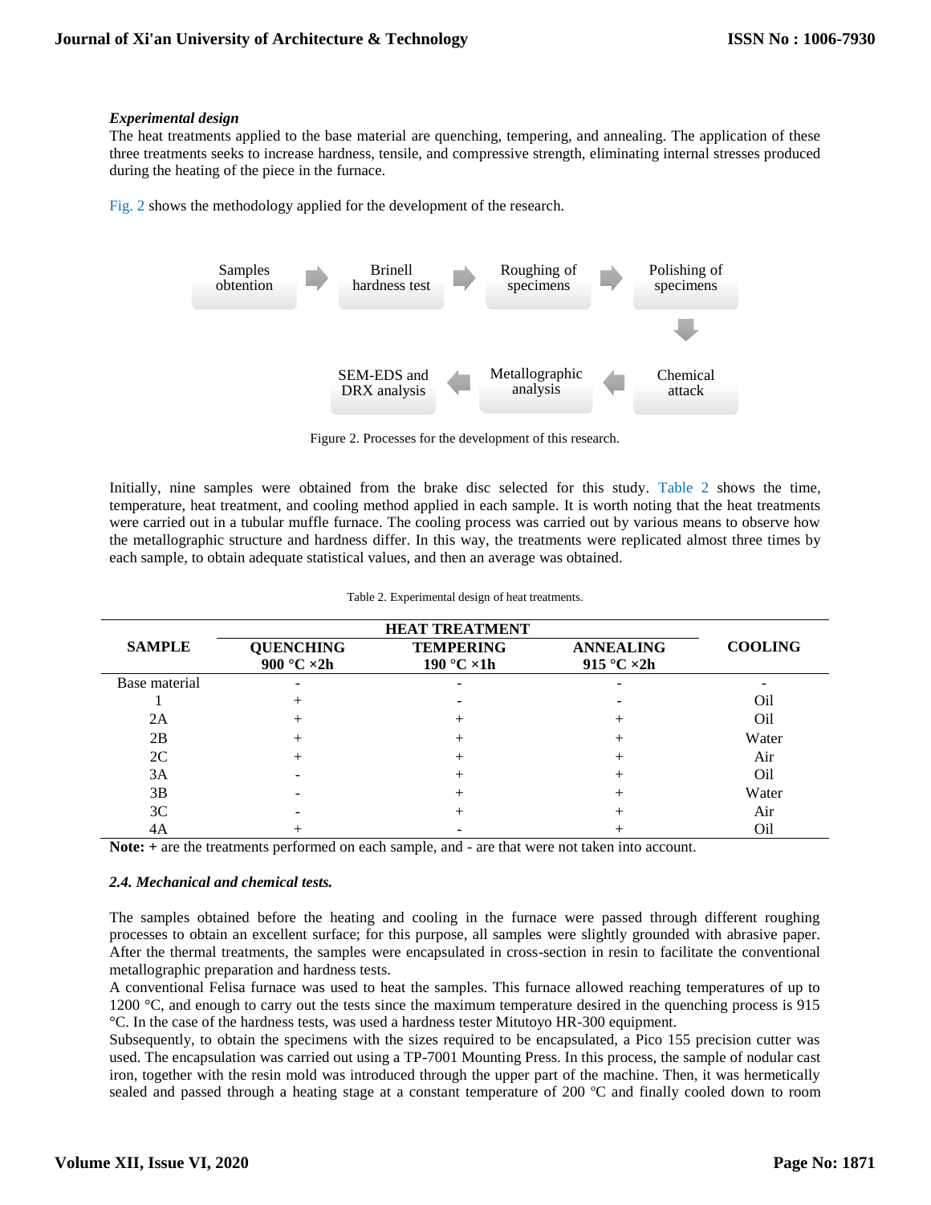*Experimental design*

The heat treatments applied to the base material are quenching, tempering, and annealing. The application of these three treatments seeks to increase hardness, tensile, and compressive strength, eliminating internal stresses produced during the heating of the piece in the furnace.

Fig. 2 shows the methodology applied for the development of the research.

Samples obtention → Brinell hardness test → Roughing of specimens → Polishing of specimens → Chemical attack → Metallographic analysis → SEM-EDS and DRX analysis

Figure 2. Processes for the development of this research.

Initially, nine samples were obtained from the brake disc selected for this study. Table 2 shows the time, temperature, heat treatment, and cooling method applied in each sample. It is worth noting that the heat treatments were carried out in a tubular muffle furnace. The cooling process was carried out by various means to observe how the metallographic structure and hardness differ. In this way, the treatments were replicated almost three times by each sample, to obtain adequate statistical values, and then an average was obtained.

Table 2. Experimental design of heat treatments.

| SAMPLE | HEAT TREATMENT | | | COOLING |
|---|---|---|---|---|
| | QUENCHING 900 °C ×2h | TEMPERING 190 °C ×1h | ANNEALING 915 °C ×2h | |
| Base material | - | - | - | - |
| 1 | + | - | - | Oil |
| 2A | + | + | + | Oil |
| 2B | + | + | + | Water |
| 2C | + | + | + | Air |
| 3A | - | + | + | Oil |
| 3B | - | + | + | Water |
| 3C | - | + | + | Air |
| 4A | + | - | + | Oil |

**Note: +** are the treatments performed on each sample, and - are that were not taken into account.

### *2.4. Mechanical and chemical tests.*

The samples obtained before the heating and cooling in the furnace were passed through different roughing processes to obtain an excellent surface; for this purpose, all samples were slightly grounded with abrasive paper. After the thermal treatments, the samples were encapsulated in cross-section in resin to facilitate the conventional metallographic preparation and hardness tests.

A conventional Felisa furnace was used to heat the samples. This furnace allowed reaching temperatures of up to 1200 °C, and enough to carry out the tests since the maximum temperature desired in the quenching process is 915 °C. In the case of the hardness tests, was used a hardness tester Mitutoyo HR-300 equipment.

Subsequently, to obtain the specimens with the sizes required to be encapsulated, a Pico 155 precision cutter was used. The encapsulation was carried out using a TP-7001 Mounting Press. In this process, the sample of nodular cast iron, together with the resin mold was introduced through the upper part of the machine. Then, it was hermetically sealed and passed through a heating stage at a constant temperature of 200 ºC and finally cooled down to room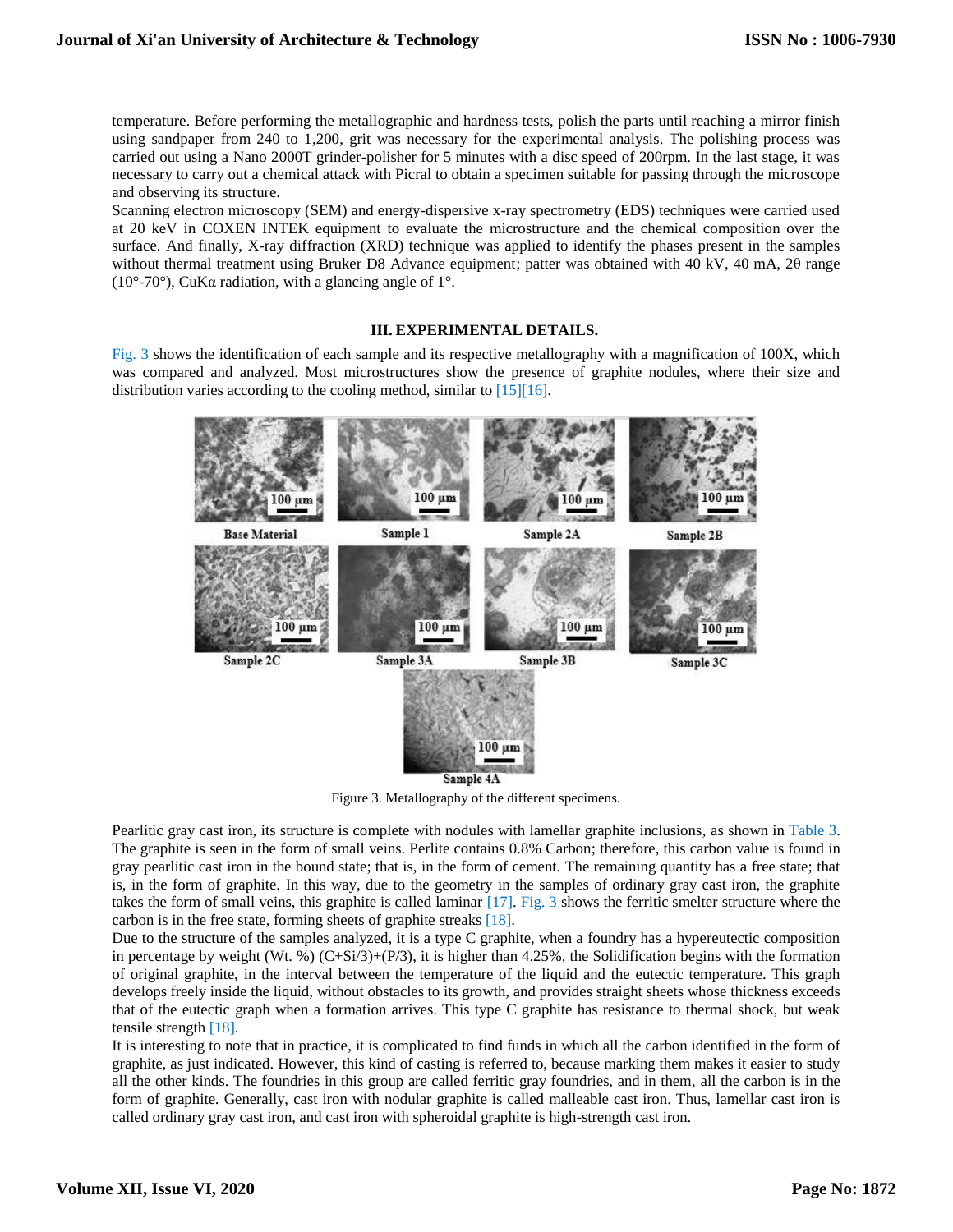temperature. Before performing the metallographic and hardness tests, polish the parts until reaching a mirror finish using sandpaper from 240 to 1,200, grit was necessary for the experimental analysis. The polishing process was carried out using a Nano 2000T grinder-polisher for 5 minutes with a disc speed of 200rpm. In the last stage, it was necessary to carry out a chemical attack with Picral to obtain a specimen suitable for passing through the microscope and observing its structure.

Scanning electron microscopy (SEM) and energy-dispersive x-ray spectrometry (EDS) techniques were carried used at 20 keV in COXEN INTEK equipment to evaluate the microstructure and the chemical composition over the surface. And finally, X-ray diffraction (XRD) technique was applied to identify the phases present in the samples without thermal treatment using Bruker D8 Advance equipment; patter was obtained with 40 kV, 40 mA, 2θ range (10°-70°), CuKα radiation, with a glancing angle of 1°.

## III. EXPERIMENTAL DETAILS.

Fig. 3 shows the identification of each sample and its respective metallography with a magnification of 100X, which was compared and analyzed. Most microstructures show the presence of graphite nodules, where their size and distribution varies according to the cooling method, similar to [15][16].

Base Material | Sample 1 | Sample 2A | Sample 2B | Sample 2C | Sample 3A | Sample 3B | Sample 3C | Sample 4A

Figure 3. Metallography of the different specimens.

Pearlitic gray cast iron, its structure is complete with nodules with lamellar graphite inclusions, as shown in Table 3. The graphite is seen in the form of small veins. Perlite contains 0.8% Carbon; therefore, this carbon value is found in gray pearlitic cast iron in the bound state; that is, in the form of cement. The remaining quantity has a free state; that is, in the form of graphite. In this way, due to the geometry in the samples of ordinary gray cast iron, the graphite takes the form of small veins, this graphite is called laminar [17]. Fig. 3 shows the ferritic smelter structure where the carbon is in the free state, forming sheets of graphite streaks [18].

Due to the structure of the samples analyzed, it is a type C graphite, when a foundry has a hypereutectic composition in percentage by weight (Wt. %) (C+Si/3)+(P/3), it is higher than 4.25%, the Solidification begins with the formation of original graphite, in the interval between the temperature of the liquid and the eutectic temperature. This graph develops freely inside the liquid, without obstacles to its growth, and provides straight sheets whose thickness exceeds that of the eutectic graph when a formation arrives. This type C graphite has resistance to thermal shock, but weak tensile strength [18].

It is interesting to note that in practice, it is complicated to find funds in which all the carbon identified in the form of graphite, as just indicated. However, this kind of casting is referred to, because marking them makes it easier to study all the other kinds. The foundries in this group are called ferritic gray foundries, and in them, all the carbon is in the form of graphite. Generally, cast iron with nodular graphite is called malleable cast iron. Thus, lamellar cast iron is called ordinary gray cast iron, and cast iron with spheroidal graphite is high-strength cast iron.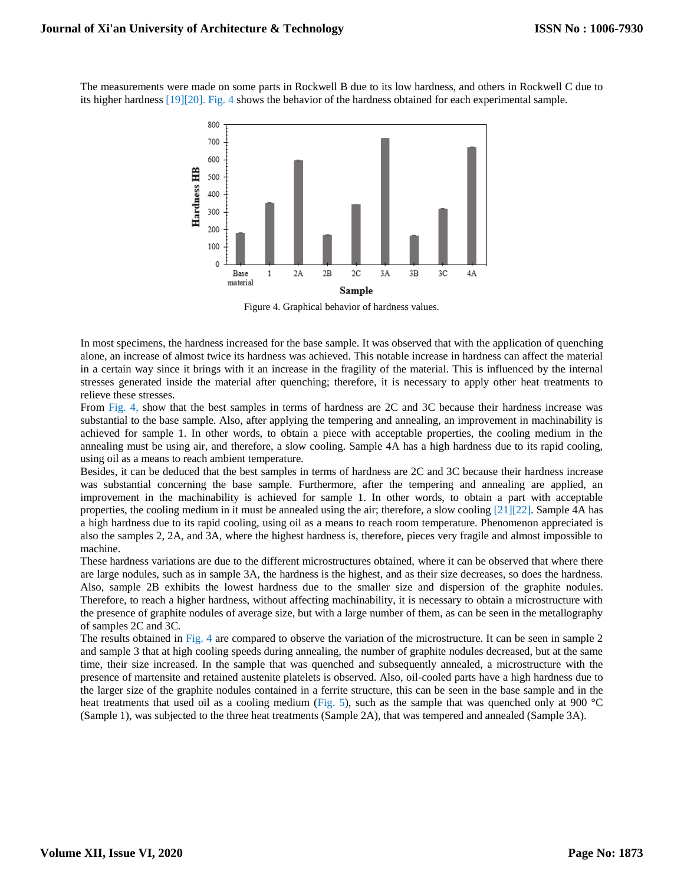The measurements were made on some parts in Rockwell B due to its low hardness, and others in Rockwell C due to its higher hardness [19][20]. Fig. 4 shows the behavior of the hardness obtained for each experimental sample.

Figure 4. Graphical behavior of hardness values.

In most specimens, the hardness increased for the base sample. It was observed that with the application of quenching alone, an increase of almost twice its hardness was achieved. This notable increase in hardness can affect the material in a certain way since it brings with it an increase in the fragility of the material. This is influenced by the internal stresses generated inside the material after quenching; therefore, it is necessary to apply other heat treatments to relieve these stresses.

From Fig. 4, show that the best samples in terms of hardness are 2C and 3C because their hardness increase was substantial to the base sample. Also, after applying the tempering and annealing, an improvement in machinability is achieved for sample 1. In other words, to obtain a piece with acceptable properties, the cooling medium in the annealing must be using air, and therefore, a slow cooling. Sample 4A has a high hardness due to its rapid cooling, using oil as a means to reach ambient temperature.

Besides, it can be deduced that the best samples in terms of hardness are 2C and 3C because their hardness increase was substantial concerning the base sample. Furthermore, after the tempering and annealing are applied, an improvement in machinability is achieved for sample 1. In other words, to obtain a part with acceptable properties, the cooling medium in it must be annealed using the air; therefore, a slow cooling [21][22]. Sample 4A has a high hardness due to its rapid cooling, using oil as a means to reach room temperature. Phenomenon appreciated is also the samples 2, 2A, and 3A, where the highest hardness is, therefore, pieces very fragile and almost impossible to machine.

These hardness variations are due to the different microstructures obtained, where it can be observed that where there are large nodules, such as in sample 3A, the hardness is the highest, and as their size decreases, so does the hardness. Also, sample 2B exhibits the lowest hardness due to the smaller size and dispersion of the graphite nodules. Therefore, to reach a higher hardness, without affecting machinability, it is necessary to obtain a microstructure with the presence of graphite nodules of average size, but with a large number of them, as can be seen in the metallography of samples 2C and 3C.

The results obtained in Fig. 4 are compared to observe the variation of the microstructure. It can be seen in sample 2 and sample 3 that at high cooling speeds during annealing, the number of graphite nodules decreased, but at the same time, their size increased. In the sample that was quenched and subsequently annealed, a microstructure with the presence of martensite and retained austenite platelets is observed. Also, oil-cooled parts have a high hardness due to the larger size of the graphite nodules contained in a ferrite structure, this can be seen in the base sample and in the heat treatments that used oil as a cooling medium (Fig. 5), such as the sample that was quenched only at 900 °C (Sample 1), was subjected to the three heat treatments (Sample 2A), that was tempered and annealed (Sample 3A).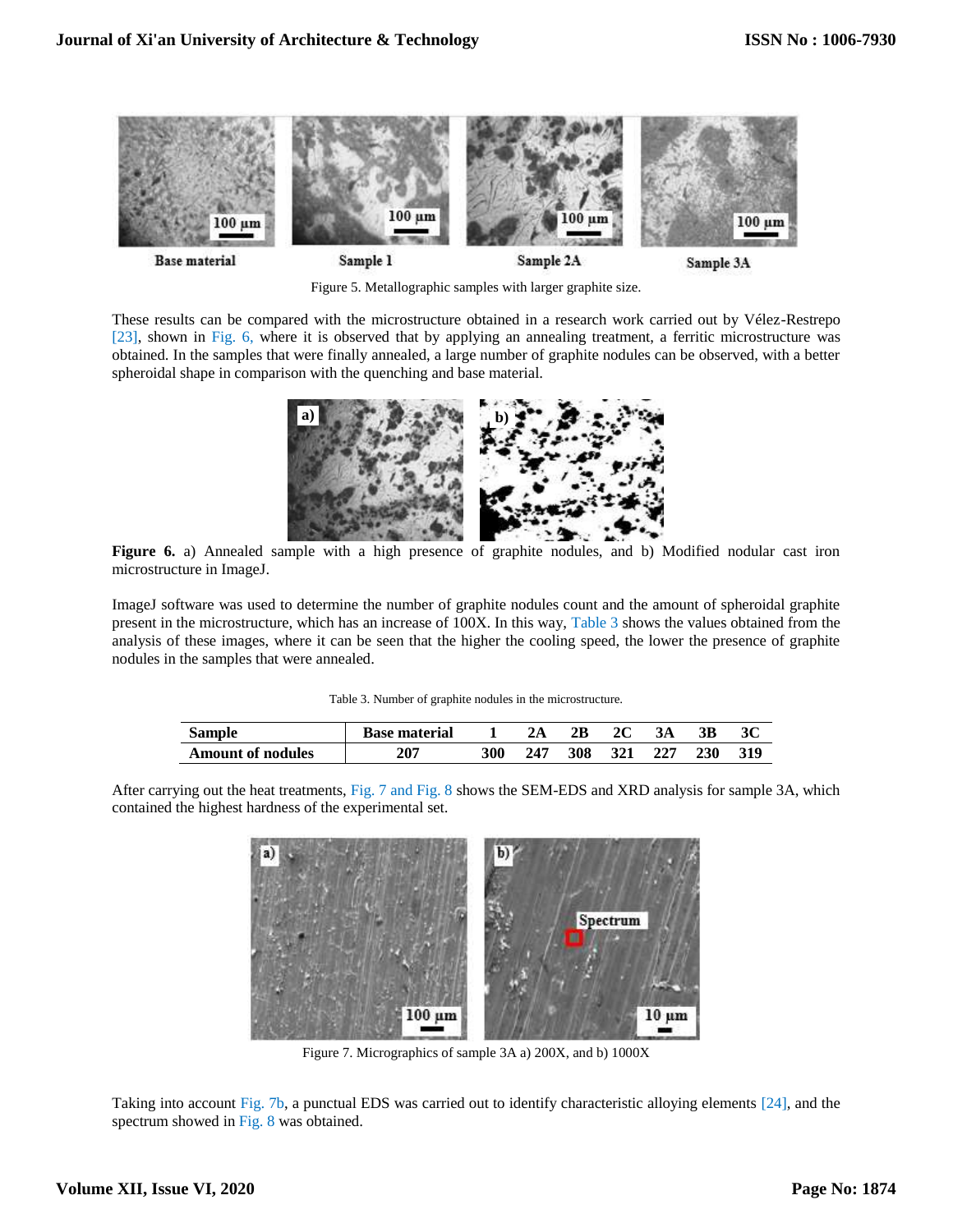Figure 5. Metallographic samples with larger graphite size.

These results can be compared with the microstructure obtained in a research work carried out by Vélez-Restrepo [23], shown in Fig. 6, where it is observed that by applying an annealing treatment, a ferritic microstructure was obtained. In the samples that were finally annealed, a large number of graphite nodules can be observed, with a better spheroidal shape in comparison with the quenching and base material.

**Figure 6.** a) Annealed sample with a high presence of graphite nodules, and b) Modified nodular cast iron microstructure in ImageJ.

ImageJ software was used to determine the number of graphite nodules count and the amount of spheroidal graphite present in the microstructure, which has an increase of 100X. In this way, Table 3 shows the values obtained from the analysis of these images, where it can be seen that the higher the cooling speed, the lower the presence of graphite nodules in the samples that were annealed.

Table 3. Number of graphite nodules in the microstructure.

| Sample | Base material | 1 | 2A | 2B | 2C | 3A | 3B | 3C |
|---|---|---|---|---|---|---|---|---|
| Amount of nodules | 207 | 300 | 247 | 308 | 321 | 227 | 230 | 319 |

After carrying out the heat treatments, Fig. 7 and Fig. 8 shows the SEM-EDS and XRD analysis for sample 3A, which contained the highest hardness of the experimental set.

Figure 7. Micrographics of sample 3A a) 200X, and b) 1000X

Taking into account Fig. 7b, a punctual EDS was carried out to identify characteristic alloying elements [24], and the spectrum showed in Fig. 8 was obtained.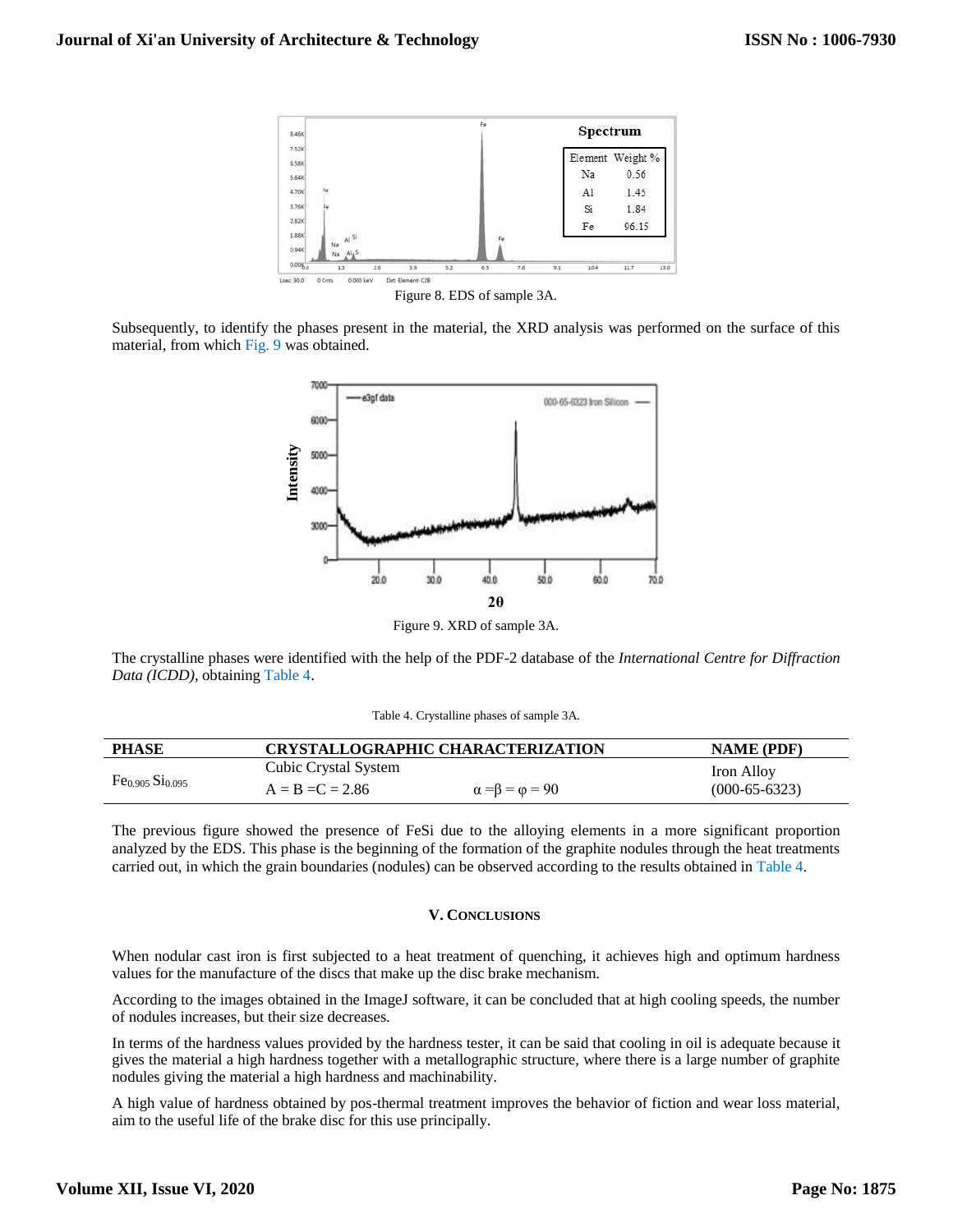Figure 8. EDS of sample 3A.

Subsequently, to identify the phases present in the material, the XRD analysis was performed on the surface of this material, from which Fig. 9 was obtained.

Figure 9. XRD of sample 3A.

The crystalline phases were identified with the help of the PDF-2 database of the *International Centre for Diffraction Data (ICDD)*, obtaining Table 4.

Table 4. Crystalline phases of sample 3A.

| PHASE | CRYSTALLOGRAPHIC CHARACTERIZATION | | NAME (PDF) |
|---|---|---|---|
| $Fe_{0.905}\,Si_{0.095}$ | Cubic Crystal System | | Iron Alloy |
| | A = B = C = 2.86 | $\alpha = \beta = \varphi = 90$ | (000-65-6323) |

The previous figure showed the presence of FeSi due to the alloying elements in a more significant proportion analyzed by the EDS. This phase is the beginning of the formation of the graphite nodules through the heat treatments carried out, in which the grain boundaries (nodules) can be observed according to the results obtained in Table 4.

## V. Conclusions

When nodular cast iron is first subjected to a heat treatment of quenching, it achieves high and optimum hardness values for the manufacture of the discs that make up the disc brake mechanism.

According to the images obtained in the ImageJ software, it can be concluded that at high cooling speeds, the number of nodules increases, but their size decreases.

In terms of the hardness values provided by the hardness tester, it can be said that cooling in oil is adequate because it gives the material a high hardness together with a metallographic structure, where there is a large number of graphite nodules giving the material a high hardness and machinability.

A high value of hardness obtained by pos-thermal treatment improves the behavior of fiction and wear loss material, aim to the useful life of the brake disc for this use principally.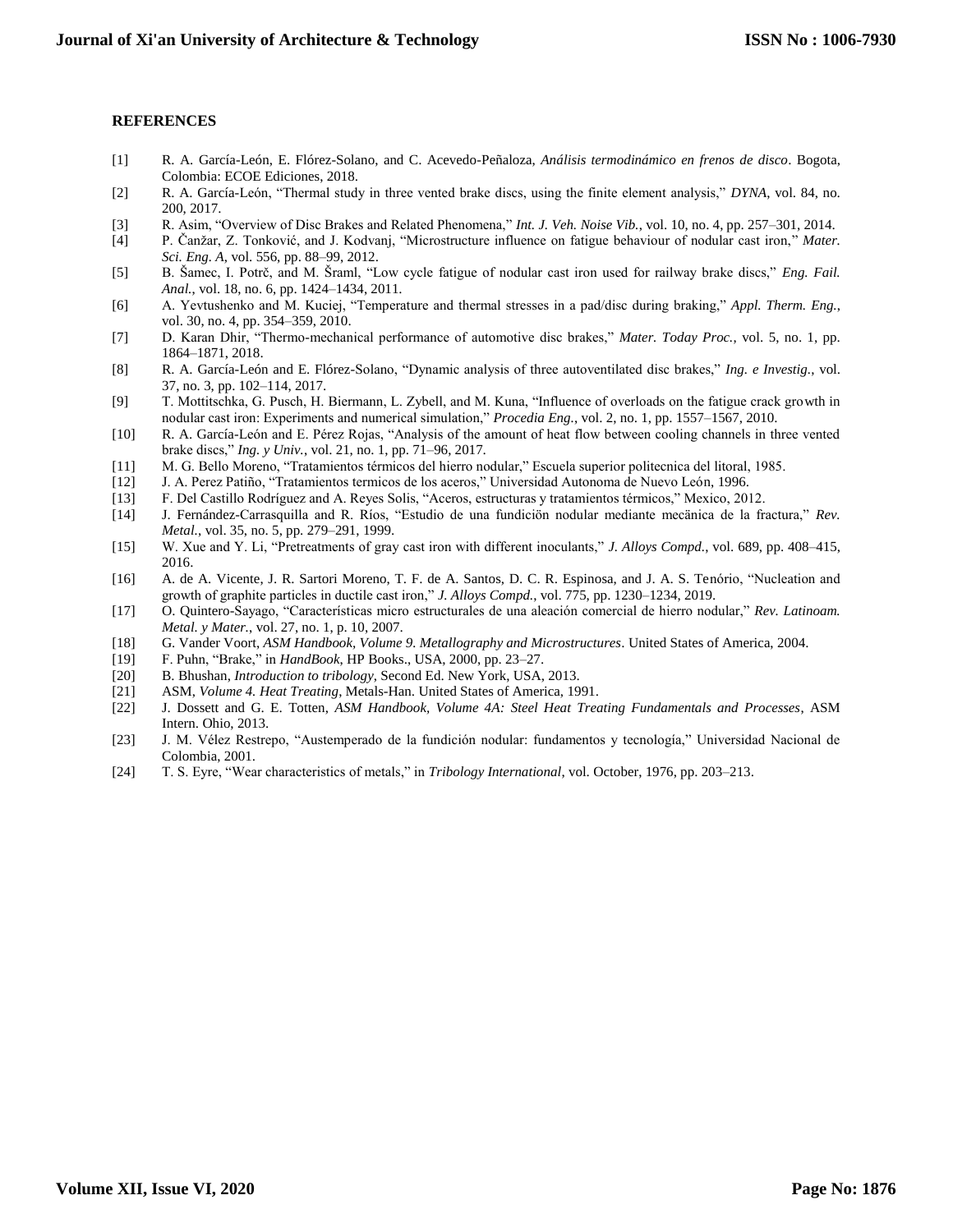## REFERENCES

[1] R. A. García-León, E. Flórez-Solano, and C. Acevedo-Peñaloza, *Análisis termodinámico en frenos de disco*. Bogota, Colombia: ECOE Ediciones, 2018.

[2] R. A. García-León, "Thermal study in three vented brake discs, using the finite element analysis," *DYNA*, vol. 84, no. 200, 2017.

[3] R. Asim, "Overview of Disc Brakes and Related Phenomena," *Int. J. Veh. Noise Vib.*, vol. 10, no. 4, pp. 257–301, 2014.

[4] P. Čanžar, Z. Tonković, and J. Kodvanj, "Microstructure influence on fatigue behaviour of nodular cast iron," *Mater. Sci. Eng. A*, vol. 556, pp. 88–99, 2012.

[5] B. Šamec, I. Potrč, and M. Šraml, "Low cycle fatigue of nodular cast iron used for railway brake discs," *Eng. Fail. Anal.*, vol. 18, no. 6, pp. 1424–1434, 2011.

[6] A. Yevtushenko and M. Kuciej, "Temperature and thermal stresses in a pad/disc during braking," *Appl. Therm. Eng.*, vol. 30, no. 4, pp. 354–359, 2010.

[7] D. Karan Dhir, "Thermo-mechanical performance of automotive disc brakes," *Mater. Today Proc.*, vol. 5, no. 1, pp. 1864–1871, 2018.

[8] R. A. García-León and E. Flórez-Solano, "Dynamic analysis of three autoventilated disc brakes," *Ing. e Investig.*, vol. 37, no. 3, pp. 102–114, 2017.

[9] T. Mottitschka, G. Pusch, H. Biermann, L. Zybell, and M. Kuna, "Influence of overloads on the fatigue crack growth in nodular cast iron: Experiments and numerical simulation," *Procedia Eng.*, vol. 2, no. 1, pp. 1557–1567, 2010.

[10] R. A. García-León and E. Pérez Rojas, "Analysis of the amount of heat flow between cooling channels in three vented brake discs," *Ing. y Univ.*, vol. 21, no. 1, pp. 71–96, 2017.

[11] M. G. Bello Moreno, "Tratamientos térmicos del hierro nodular," Escuela superior politecnica del litoral, 1985.

[12] J. A. Perez Patiño, "Tratamientos termicos de los aceros," Universidad Autonoma de Nuevo León, 1996.

[13] F. Del Castillo Rodríguez and A. Reyes Solis, "Aceros, estructuras y tratamientos térmicos," Mexico, 2012.

[14] J. Fernández-Carrasquilla and R. Ríos, "Estudio de una fundiciön nodular mediante mecänica de la fractura," *Rev. Metal.*, vol. 35, no. 5, pp. 279–291, 1999.

[15] W. Xue and Y. Li, "Pretreatments of gray cast iron with different inoculants," *J. Alloys Compd.*, vol. 689, pp. 408–415, 2016.

[16] A. de A. Vicente, J. R. Sartori Moreno, T. F. de A. Santos, D. C. R. Espinosa, and J. A. S. Tenório, "Nucleation and growth of graphite particles in ductile cast iron," *J. Alloys Compd.*, vol. 775, pp. 1230–1234, 2019.

[17] O. Quintero-Sayago, "Características micro estructurales de una aleación comercial de hierro nodular," *Rev. Latinoam. Metal. y Mater.*, vol. 27, no. 1, p. 10, 2007.

[18] G. Vander Voort, *ASM Handbook, Volume 9. Metallography and Microstructures*. United States of America, 2004.

[19] F. Puhn, "Brake," in *HandBook*, HP Books., USA, 2000, pp. 23–27.

[20] B. Bhushan, *Introduction to tribology*, Second Ed. New York, USA, 2013.

[21] ASM, *Volume 4. Heat Treating*, Metals-Han. United States of America, 1991.

[22] J. Dossett and G. E. Totten, *ASM Handbook, Volume 4A: Steel Heat Treating Fundamentals and Processes*, ASM Intern. Ohio, 2013.

[23] J. M. Vélez Restrepo, "Austemperado de la fundición nodular: fundamentos y tecnología," Universidad Nacional de Colombia, 2001.

[24] T. S. Eyre, "Wear characteristics of metals," in *Tribology International*, vol. October, 1976, pp. 203–213.